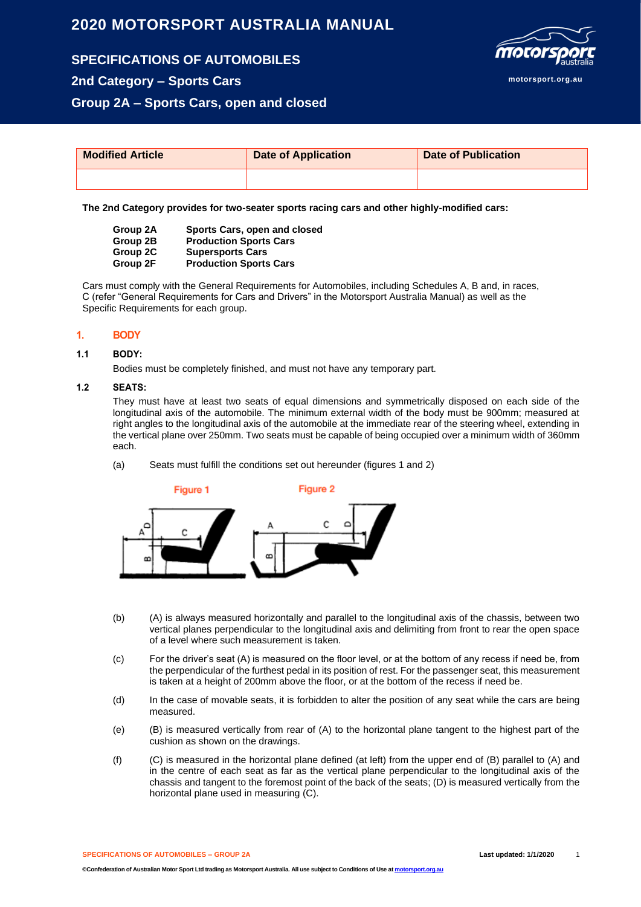# 2020 MOTORSPORT AUSTRALIA MANUAL

## SPECIFICATIONS OF AUTOMOBILES

## 2nd Category – Sports Cars

## Group 2A – Sports Cars, open and closed

| Modified Article | Date of Application | Date of Publication |
|---|---|---|
| | | |

**The 2nd Category provides for two-seater sports racing cars and other highly-modified cars:**

| | |
|---|---|
| **Group 2A** | **Sports Cars, open and closed** |
| **Group 2B** | **Production Sports Cars** |
| **Group 2C** | **Supersports Cars** |
| **Group 2F** | **Production Sports Cars** |

Cars must comply with the General Requirements for Automobiles, including Schedules A, B and, in races, C (refer "General Requirements for Cars and Drivers" in the Motorsport Australia Manual) as well as the Specific Requirements for each group.

### 1. BODY

**1.1 BODY:**

Bodies must be completely finished, and must not have any temporary part.

**1.2 SEATS:**

They must have at least two seats of equal dimensions and symmetrically disposed on each side of the longitudinal axis of the automobile. The minimum external width of the body must be 900mm; measured at right angles to the longitudinal axis of the automobile at the immediate rear of the steering wheel, extending in the vertical plane over 250mm. Two seats must be capable of being occupied over a minimum width of 360mm each.

(a) Seats must fulfill the conditions set out hereunder (figures 1 and 2)

Figure 1 Figure 2

(b) (A) is always measured horizontally and parallel to the longitudinal axis of the chassis, between two vertical planes perpendicular to the longitudinal axis and delimiting from front to rear the open space of a level where such measurement is taken.

(c) For the driver's seat (A) is measured on the floor level, or at the bottom of any recess if need be, from the perpendicular of the furthest pedal in its position of rest. For the passenger seat, this measurement is taken at a height of 200mm above the floor, or at the bottom of the recess if need be.

(d) In the case of movable seats, it is forbidden to alter the position of any seat while the cars are being measured.

(e) (B) is measured vertically from rear of (A) to the horizontal plane tangent to the highest part of the cushion as shown on the drawings.

(f) (C) is measured in the horizontal plane defined (at left) from the upper end of (B) parallel to (A) and in the centre of each seat as far as the vertical plane perpendicular to the longitudinal axis of the chassis and tangent to the foremost point of the back of the seats; (D) is measured vertically from the horizontal plane used in measuring (C).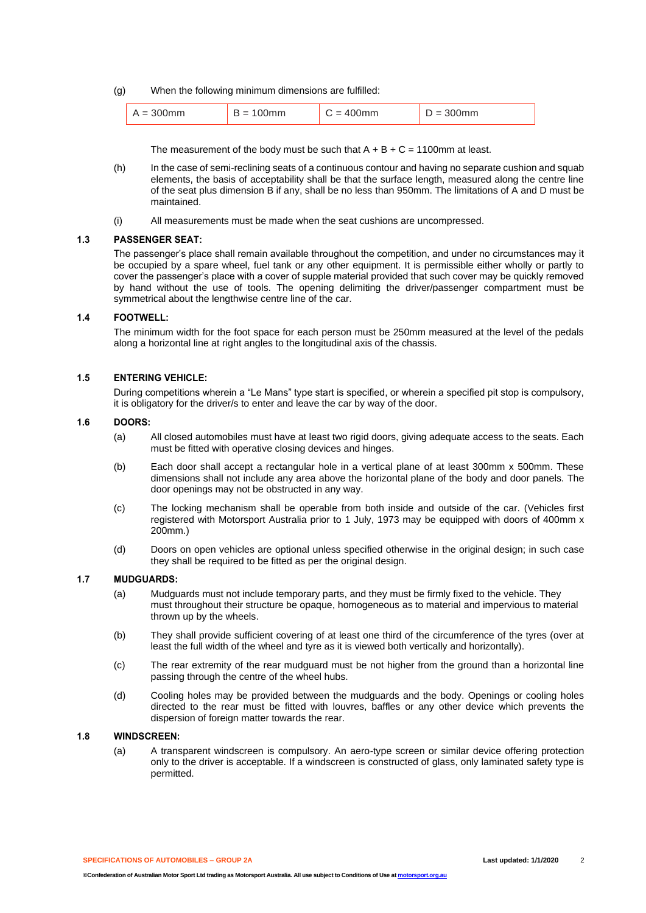(g) When the following minimum dimensions are fulfilled:

| A = 300mm | B = 100mm | C = 400mm | D = 300mm |
|---|---|---|---|

The measurement of the body must be such that A + B + C = 1100mm at least.

(h) In the case of semi-reclining seats of a continuous contour and having no separate cushion and squab elements, the basis of acceptability shall be that the surface length, measured along the centre line of the seat plus dimension B if any, shall be no less than 950mm. The limitations of A and D must be maintained.

(i) All measurements must be made when the seat cushions are uncompressed.

### 1.3 PASSENGER SEAT:

The passenger's place shall remain available throughout the competition, and under no circumstances may it be occupied by a spare wheel, fuel tank or any other equipment. It is permissible either wholly or partly to cover the passenger's place with a cover of supple material provided that such cover may be quickly removed by hand without the use of tools. The opening delimiting the driver/passenger compartment must be symmetrical about the lengthwise centre line of the car.

### 1.4 FOOTWELL:

The minimum width for the foot space for each person must be 250mm measured at the level of the pedals along a horizontal line at right angles to the longitudinal axis of the chassis.

### 1.5 ENTERING VEHICLE:

During competitions wherein a "Le Mans" type start is specified, or wherein a specified pit stop is compulsory, it is obligatory for the driver/s to enter and leave the car by way of the door.

### 1.6 DOORS:

(a) All closed automobiles must have at least two rigid doors, giving adequate access to the seats. Each must be fitted with operative closing devices and hinges.

(b) Each door shall accept a rectangular hole in a vertical plane of at least 300mm x 500mm. These dimensions shall not include any area above the horizontal plane of the body and door panels. The door openings may not be obstructed in any way.

(c) The locking mechanism shall be operable from both inside and outside of the car. (Vehicles first registered with Motorsport Australia prior to 1 July, 1973 may be equipped with doors of 400mm x 200mm.)

(d) Doors on open vehicles are optional unless specified otherwise in the original design; in such case they shall be required to be fitted as per the original design.

### 1.7 MUDGUARDS:

(a) Mudguards must not include temporary parts, and they must be firmly fixed to the vehicle. They must throughout their structure be opaque, homogeneous as to material and impervious to material thrown up by the wheels.

(b) They shall provide sufficient covering of at least one third of the circumference of the tyres (over at least the full width of the wheel and tyre as it is viewed both vertically and horizontally).

(c) The rear extremity of the rear mudguard must be not higher from the ground than a horizontal line passing through the centre of the wheel hubs.

(d) Cooling holes may be provided between the mudguards and the body. Openings or cooling holes directed to the rear must be fitted with louvres, baffles or any other device which prevents the dispersion of foreign matter towards the rear.

### 1.8 WINDSCREEN:

(a) A transparent windscreen is compulsory. An aero-type screen or similar device offering protection only to the driver is acceptable. If a windscreen is constructed of glass, only laminated safety type is permitted.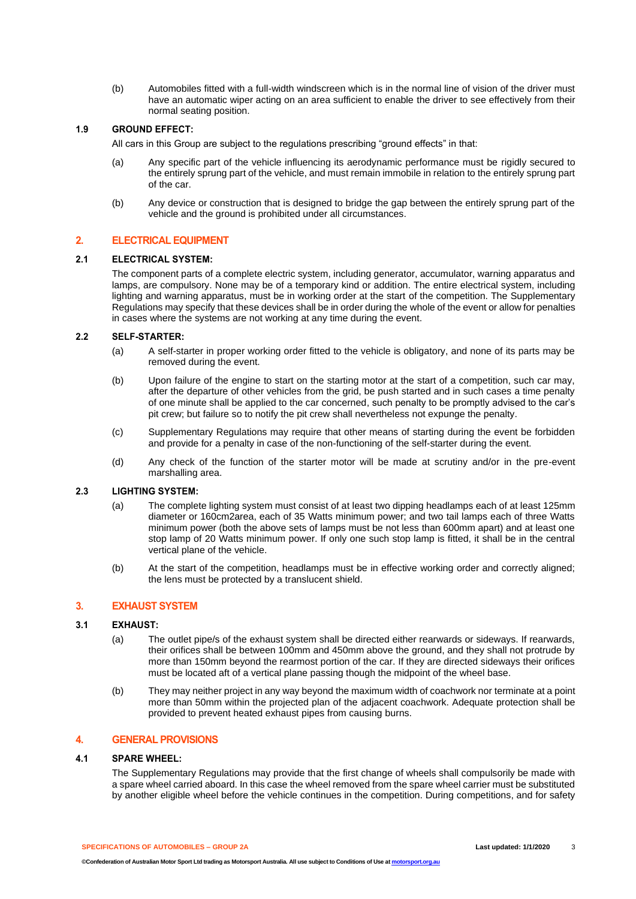(b) Automobiles fitted with a full-width windscreen which is in the normal line of vision of the driver must have an automatic wiper acting on an area sufficient to enable the driver to see effectively from their normal seating position.

### 1.9 GROUND EFFECT:

All cars in this Group are subject to the regulations prescribing "ground effects" in that:

(a) Any specific part of the vehicle influencing its aerodynamic performance must be rigidly secured to the entirely sprung part of the vehicle, and must remain immobile in relation to the entirely sprung part of the car.

(b) Any device or construction that is designed to bridge the gap between the entirely sprung part of the vehicle and the ground is prohibited under all circumstances.

## 2. ELECTRICAL EQUIPMENT

### 2.1 ELECTRICAL SYSTEM:

The component parts of a complete electric system, including generator, accumulator, warning apparatus and lamps, are compulsory. None may be of a temporary kind or addition. The entire electrical system, including lighting and warning apparatus, must be in working order at the start of the competition. The Supplementary Regulations may specify that these devices shall be in order during the whole of the event or allow for penalties in cases where the systems are not working at any time during the event.

### 2.2 SELF-STARTER:

(a) A self-starter in proper working order fitted to the vehicle is obligatory, and none of its parts may be removed during the event.

(b) Upon failure of the engine to start on the starting motor at the start of a competition, such car may, after the departure of other vehicles from the grid, be push started and in such cases a time penalty of one minute shall be applied to the car concerned, such penalty to be promptly advised to the car's pit crew; but failure so to notify the pit crew shall nevertheless not expunge the penalty.

(c) Supplementary Regulations may require that other means of starting during the event be forbidden and provide for a penalty in case of the non-functioning of the self-starter during the event.

(d) Any check of the function of the starter motor will be made at scrutiny and/or in the pre-event marshalling area.

### 2.3 LIGHTING SYSTEM:

(a) The complete lighting system must consist of at least two dipping headlamps each of at least 125mm diameter or 160cm2area, each of 35 Watts minimum power; and two tail lamps each of three Watts minimum power (both the above sets of lamps must be not less than 600mm apart) and at least one stop lamp of 20 Watts minimum power. If only one such stop lamp is fitted, it shall be in the central vertical plane of the vehicle.

(b) At the start of the competition, headlamps must be in effective working order and correctly aligned; the lens must be protected by a translucent shield.

## 3. EXHAUST SYSTEM

### 3.1 EXHAUST:

(a) The outlet pipe/s of the exhaust system shall be directed either rearwards or sideways. If rearwards, their orifices shall be between 100mm and 450mm above the ground, and they shall not protrude by more than 150mm beyond the rearmost portion of the car. If they are directed sideways their orifices must be located aft of a vertical plane passing though the midpoint of the wheel base.

(b) They may neither project in any way beyond the maximum width of coachwork nor terminate at a point more than 50mm within the projected plan of the adjacent coachwork. Adequate protection shall be provided to prevent heated exhaust pipes from causing burns.

## 4. GENERAL PROVISIONS

### 4.1 SPARE WHEEL:

The Supplementary Regulations may provide that the first change of wheels shall compulsorily be made with a spare wheel carried aboard. In this case the wheel removed from the spare wheel carrier must be substituted by another eligible wheel before the vehicle continues in the competition. During competitions, and for safety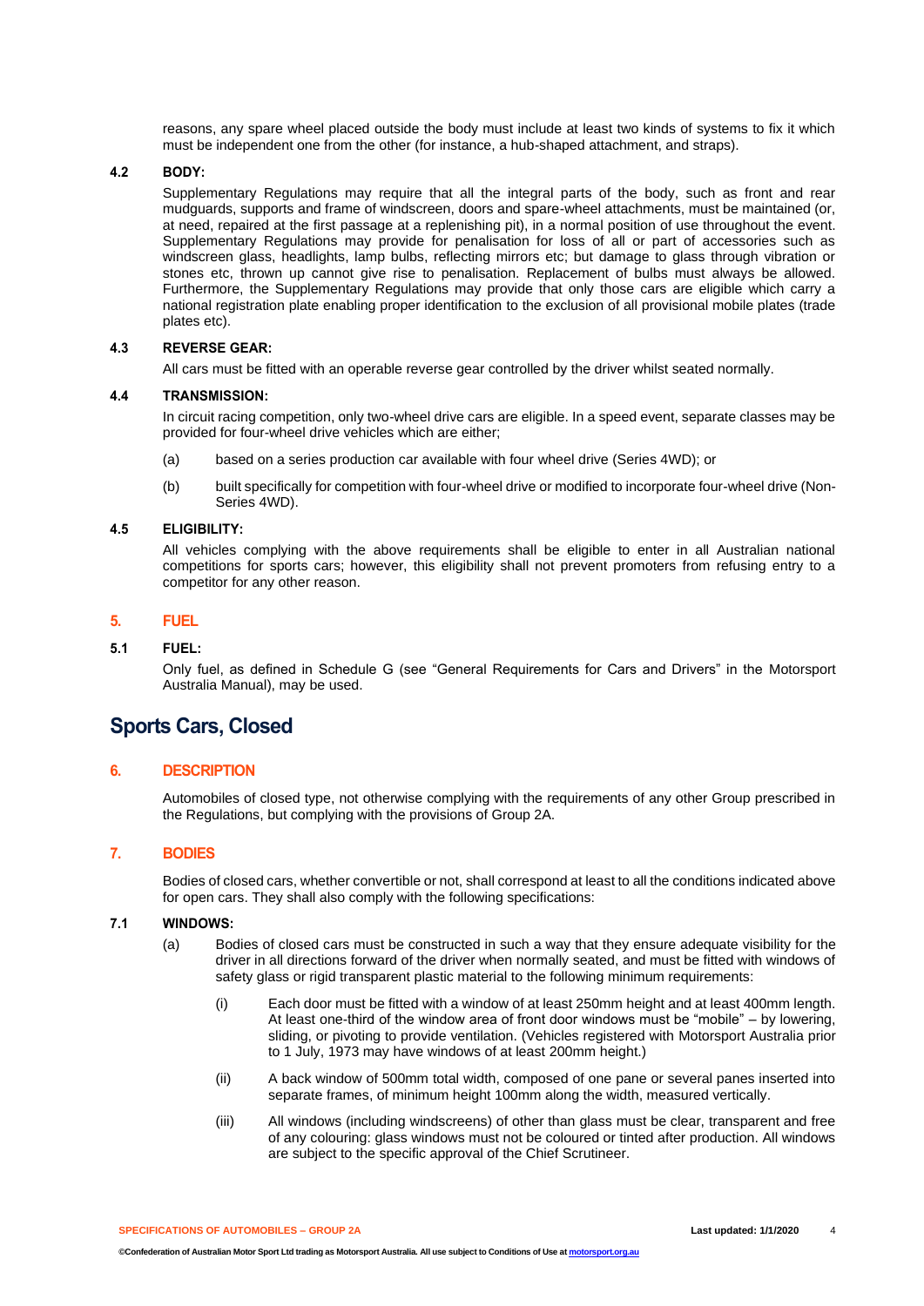reasons, any spare wheel placed outside the body must include at least two kinds of systems to fix it which must be independent one from the other (for instance, a hub-shaped attachment, and straps).

### 4.2 BODY:

Supplementary Regulations may require that all the integral parts of the body, such as front and rear mudguards, supports and frame of windscreen, doors and spare-wheel attachments, must be maintained (or, at need, repaired at the first passage at a replenishing pit), in a normal position of use throughout the event. Supplementary Regulations may provide for penalisation for loss of all or part of accessories such as windscreen glass, headlights, lamp bulbs, reflecting mirrors etc; but damage to glass through vibration or stones etc, thrown up cannot give rise to penalisation. Replacement of bulbs must always be allowed. Furthermore, the Supplementary Regulations may provide that only those cars are eligible which carry a national registration plate enabling proper identification to the exclusion of all provisional mobile plates (trade plates etc).

### 4.3 REVERSE GEAR:

All cars must be fitted with an operable reverse gear controlled by the driver whilst seated normally.

### 4.4 TRANSMISSION:

In circuit racing competition, only two-wheel drive cars are eligible. In a speed event, separate classes may be provided for four-wheel drive vehicles which are either;

(a) based on a series production car available with four wheel drive (Series 4WD); or

(b) built specifically for competition with four-wheel drive or modified to incorporate four-wheel drive (Non-Series 4WD).

### 4.5 ELIGIBILITY:

All vehicles complying with the above requirements shall be eligible to enter in all Australian national competitions for sports cars; however, this eligibility shall not prevent promoters from refusing entry to a competitor for any other reason.

## 5. FUEL

### 5.1 FUEL:

Only fuel, as defined in Schedule G (see "General Requirements for Cars and Drivers" in the Motorsport Australia Manual), may be used.

# Sports Cars, Closed

## 6. DESCRIPTION

Automobiles of closed type, not otherwise complying with the requirements of any other Group prescribed in the Regulations, but complying with the provisions of Group 2A.

## 7. BODIES

Bodies of closed cars, whether convertible or not, shall correspond at least to all the conditions indicated above for open cars. They shall also comply with the following specifications:

### 7.1 WINDOWS:

(a) Bodies of closed cars must be constructed in such a way that they ensure adequate visibility for the driver in all directions forward of the driver when normally seated, and must be fitted with windows of safety glass or rigid transparent plastic material to the following minimum requirements:

(i) Each door must be fitted with a window of at least 250mm height and at least 400mm length. At least one-third of the window area of front door windows must be "mobile" – by lowering, sliding, or pivoting to provide ventilation. (Vehicles registered with Motorsport Australia prior to 1 July, 1973 may have windows of at least 200mm height.)

(ii) A back window of 500mm total width, composed of one pane or several panes inserted into separate frames, of minimum height 100mm along the width, measured vertically.

(iii) All windows (including windscreens) of other than glass must be clear, transparent and free of any colouring: glass windows must not be coloured or tinted after production. All windows are subject to the specific approval of the Chief Scrutineer.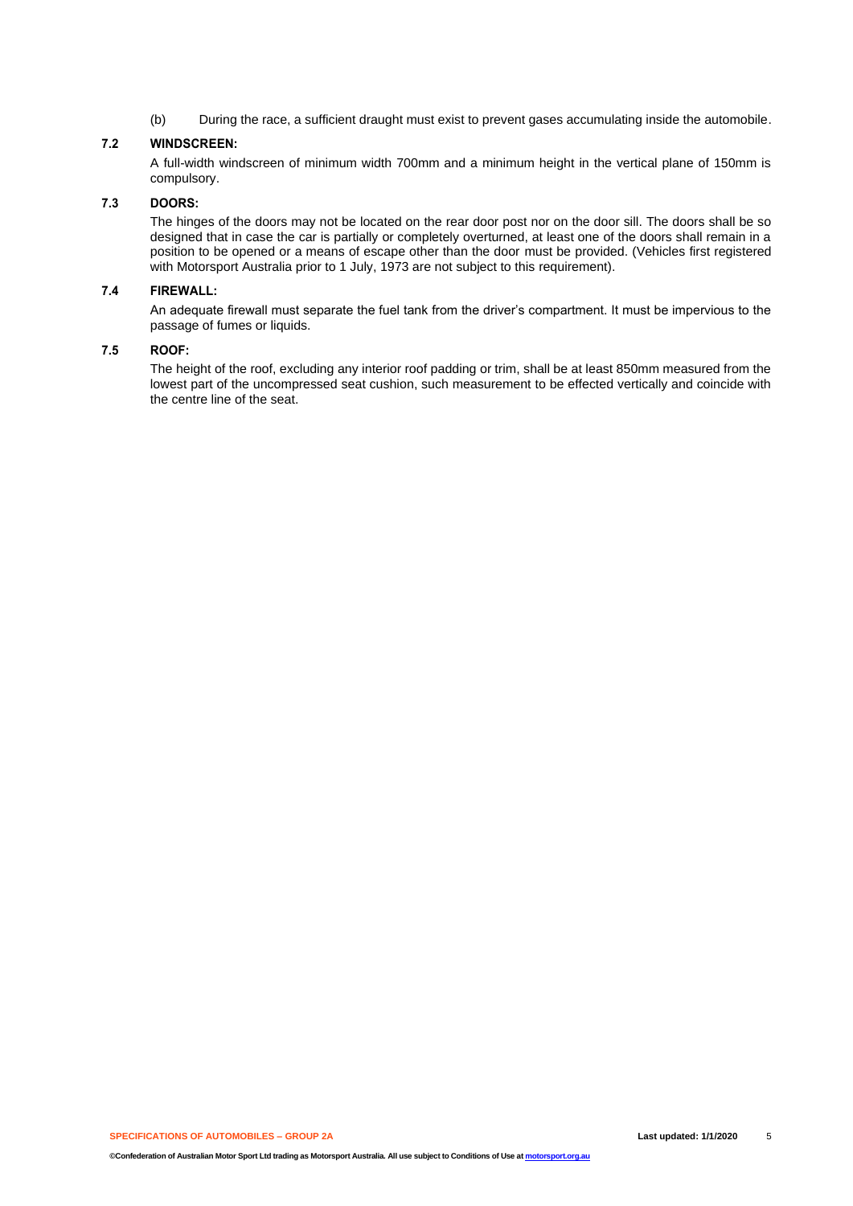(b) During the race, a sufficient draught must exist to prevent gases accumulating inside the automobile.

### 7.2 WINDSCREEN:

A full-width windscreen of minimum width 700mm and a minimum height in the vertical plane of 150mm is compulsory.

### 7.3 DOORS:

The hinges of the doors may not be located on the rear door post nor on the door sill. The doors shall be so designed that in case the car is partially or completely overturned, at least one of the doors shall remain in a position to be opened or a means of escape other than the door must be provided. (Vehicles first registered with Motorsport Australia prior to 1 July, 1973 are not subject to this requirement).

### 7.4 FIREWALL:

An adequate firewall must separate the fuel tank from the driver's compartment. It must be impervious to the passage of fumes or liquids.

### 7.5 ROOF:

The height of the roof, excluding any interior roof padding or trim, shall be at least 850mm measured from the lowest part of the uncompressed seat cushion, such measurement to be effected vertically and coincide with the centre line of the seat.